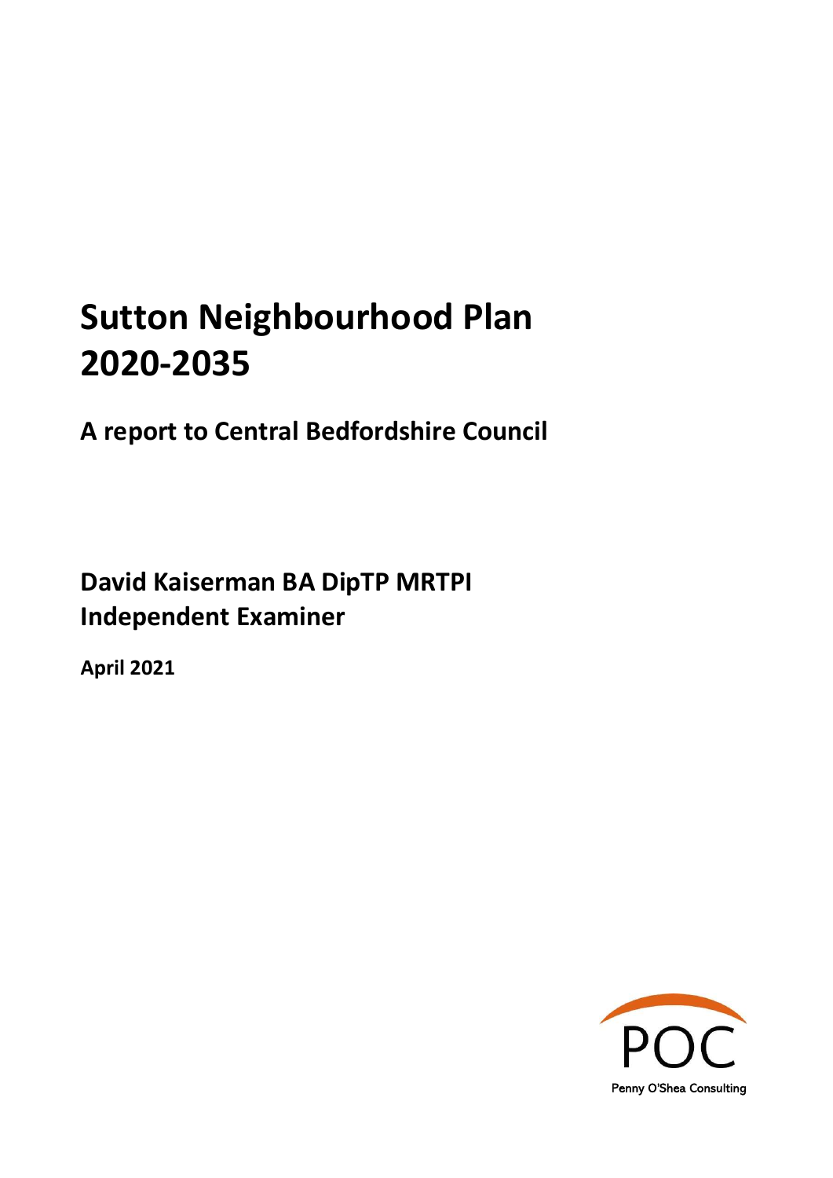# Sutton Neighbourhood Plan 2020-2035

## A report to Central Bedfordshire Council

## David Kaiserman BA DipTP MRTPI
## Independent Examiner

**April 2021**

POC

Penny O'Shea Consulting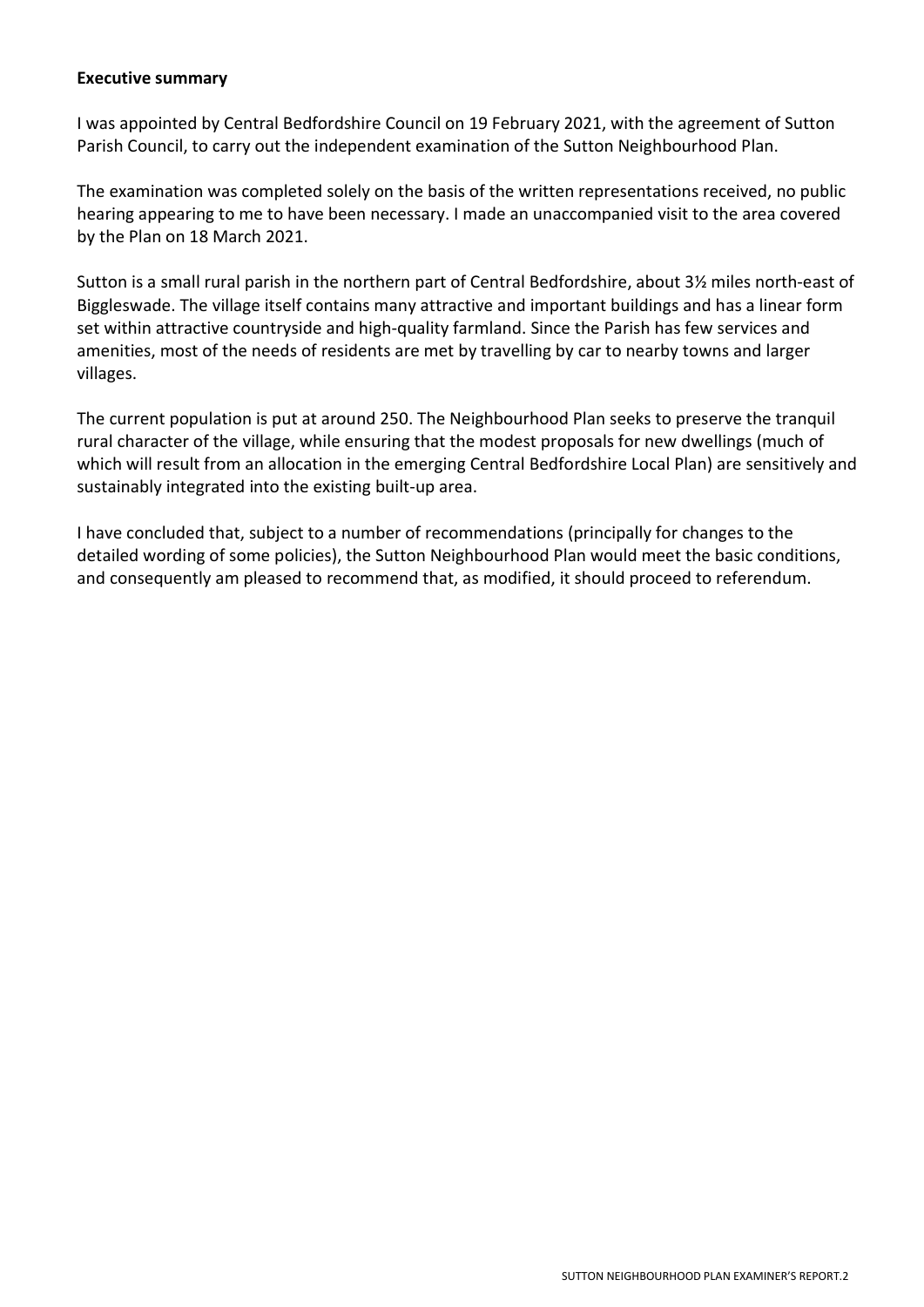**Executive summary**

I was appointed by Central Bedfordshire Council on 19 February 2021, with the agreement of Sutton Parish Council, to carry out the independent examination of the Sutton Neighbourhood Plan.

The examination was completed solely on the basis of the written representations received, no public hearing appearing to me to have been necessary. I made an unaccompanied visit to the area covered by the Plan on 18 March 2021.

Sutton is a small rural parish in the northern part of Central Bedfordshire, about 3½ miles north-east of Biggleswade. The village itself contains many attractive and important buildings and has a linear form set within attractive countryside and high-quality farmland. Since the Parish has few services and amenities, most of the needs of residents are met by travelling by car to nearby towns and larger villages.

The current population is put at around 250. The Neighbourhood Plan seeks to preserve the tranquil rural character of the village, while ensuring that the modest proposals for new dwellings (much of which will result from an allocation in the emerging Central Bedfordshire Local Plan) are sensitively and sustainably integrated into the existing built-up area.

I have concluded that, subject to a number of recommendations (principally for changes to the detailed wording of some policies), the Sutton Neighbourhood Plan would meet the basic conditions, and consequently am pleased to recommend that, as modified, it should proceed to referendum.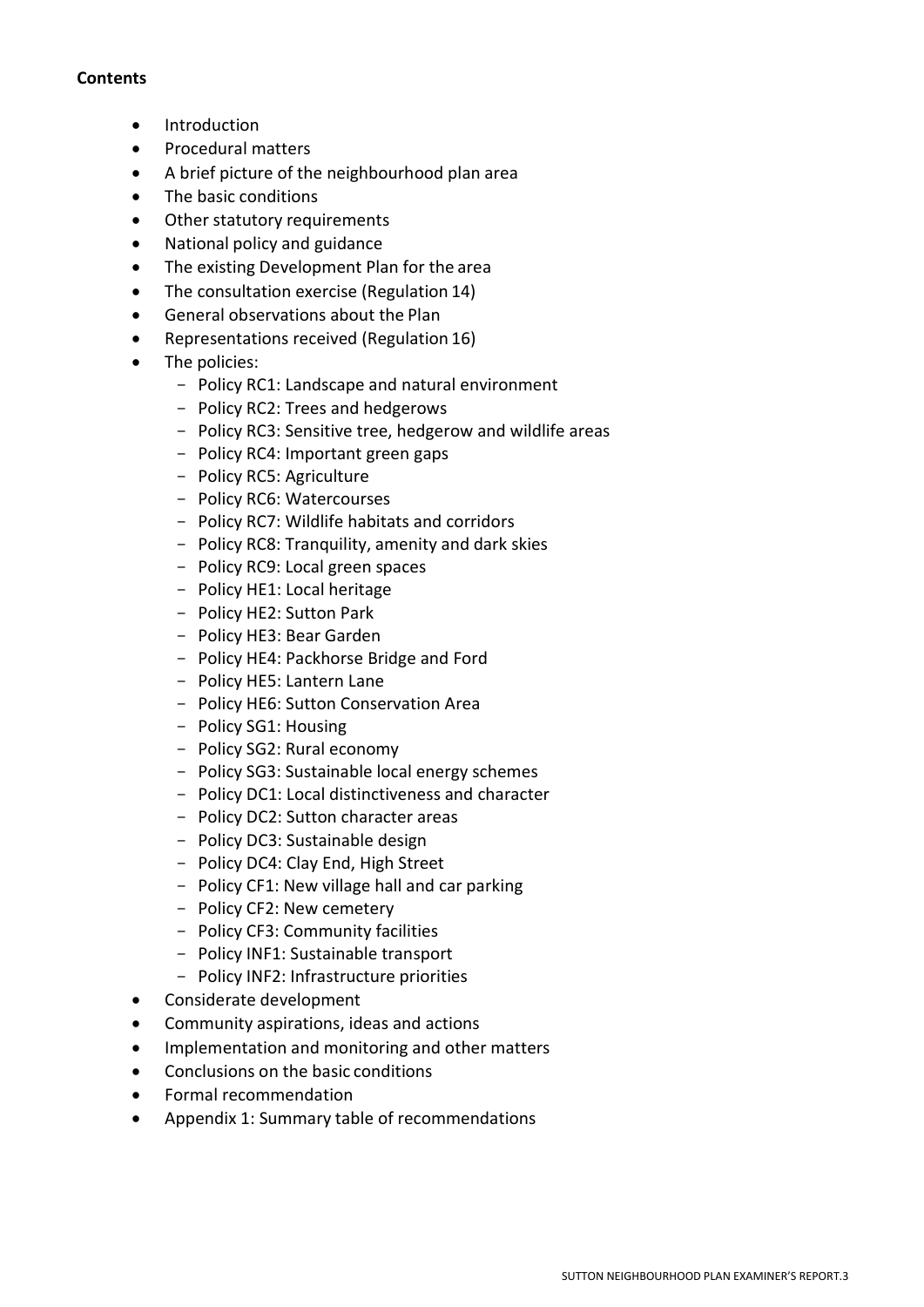**Contents**

- Introduction
- Procedural matters
- A brief picture of the neighbourhood plan area
- The basic conditions
- Other statutory requirements
- National policy and guidance
- The existing Development Plan for the area
- The consultation exercise (Regulation 14)
- General observations about the Plan
- Representations received (Regulation 16)
- The policies:
  - Policy RC1: Landscape and natural environment
  - Policy RC2: Trees and hedgerows
  - Policy RC3: Sensitive tree, hedgerow and wildlife areas
  - Policy RC4: Important green gaps
  - Policy RC5: Agriculture
  - Policy RC6: Watercourses
  - Policy RC7: Wildlife habitats and corridors
  - Policy RC8: Tranquility, amenity and dark skies
  - Policy RC9: Local green spaces
  - Policy HE1: Local heritage
  - Policy HE2: Sutton Park
  - Policy HE3: Bear Garden
  - Policy HE4: Packhorse Bridge and Ford
  - Policy HE5: Lantern Lane
  - Policy HE6: Sutton Conservation Area
  - Policy SG1: Housing
  - Policy SG2: Rural economy
  - Policy SG3: Sustainable local energy schemes
  - Policy DC1: Local distinctiveness and character
  - Policy DC2: Sutton character areas
  - Policy DC3: Sustainable design
  - Policy DC4: Clay End, High Street
  - Policy CF1: New village hall and car parking
  - Policy CF2: New cemetery
  - Policy CF3: Community facilities
  - Policy INF1: Sustainable transport
  - Policy INF2: Infrastructure priorities
- Considerate development
- Community aspirations, ideas and actions
- Implementation and monitoring and other matters
- Conclusions on the basic conditions
- Formal recommendation
- Appendix 1: Summary table of recommendations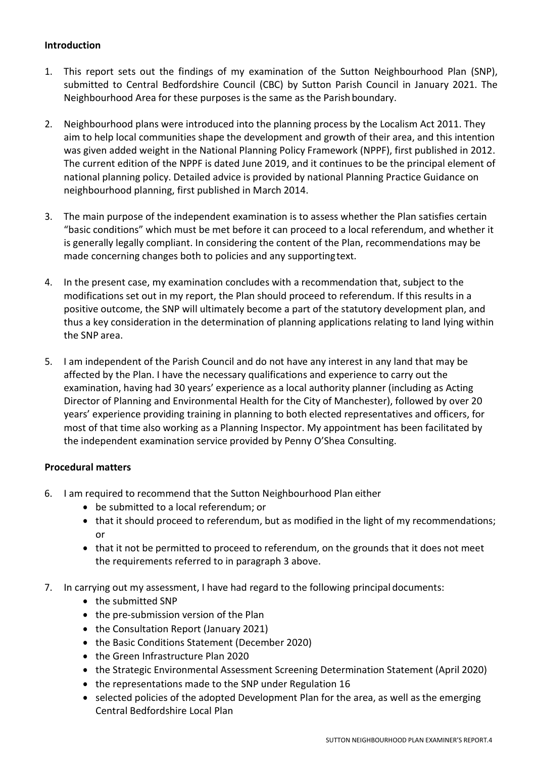**Introduction**

1. This report sets out the findings of my examination of the Sutton Neighbourhood Plan (SNP), submitted to Central Bedfordshire Council (CBC) by Sutton Parish Council in January 2021. The Neighbourhood Area for these purposes is the same as the Parish boundary.

2. Neighbourhood plans were introduced into the planning process by the Localism Act 2011. They aim to help local communities shape the development and growth of their area, and this intention was given added weight in the National Planning Policy Framework (NPPF), first published in 2012. The current edition of the NPPF is dated June 2019, and it continues to be the principal element of national planning policy. Detailed advice is provided by national Planning Practice Guidance on neighbourhood planning, first published in March 2014.

3. The main purpose of the independent examination is to assess whether the Plan satisfies certain "basic conditions" which must be met before it can proceed to a local referendum, and whether it is generally legally compliant. In considering the content of the Plan, recommendations may be made concerning changes both to policies and any supporting text.

4. In the present case, my examination concludes with a recommendation that, subject to the modifications set out in my report, the Plan should proceed to referendum. If this results in a positive outcome, the SNP will ultimately become a part of the statutory development plan, and thus a key consideration in the determination of planning applications relating to land lying within the SNP area.

5. I am independent of the Parish Council and do not have any interest in any land that may be affected by the Plan. I have the necessary qualifications and experience to carry out the examination, having had 30 years' experience as a local authority planner (including as Acting Director of Planning and Environmental Health for the City of Manchester), followed by over 20 years' experience providing training in planning to both elected representatives and officers, for most of that time also working as a Planning Inspector. My appointment has been facilitated by the independent examination service provided by Penny O'Shea Consulting.

**Procedural matters**

6. I am required to recommend that the Sutton Neighbourhood Plan either
   - be submitted to a local referendum; or
   - that it should proceed to referendum, but as modified in the light of my recommendations; or
   - that it not be permitted to proceed to referendum, on the grounds that it does not meet the requirements referred to in paragraph 3 above.

7. In carrying out my assessment, I have had regard to the following principal documents:
   - the submitted SNP
   - the pre-submission version of the Plan
   - the Consultation Report (January 2021)
   - the Basic Conditions Statement (December 2020)
   - the Green Infrastructure Plan 2020
   - the Strategic Environmental Assessment Screening Determination Statement (April 2020)
   - the representations made to the SNP under Regulation 16
   - selected policies of the adopted Development Plan for the area, as well as the emerging Central Bedfordshire Local Plan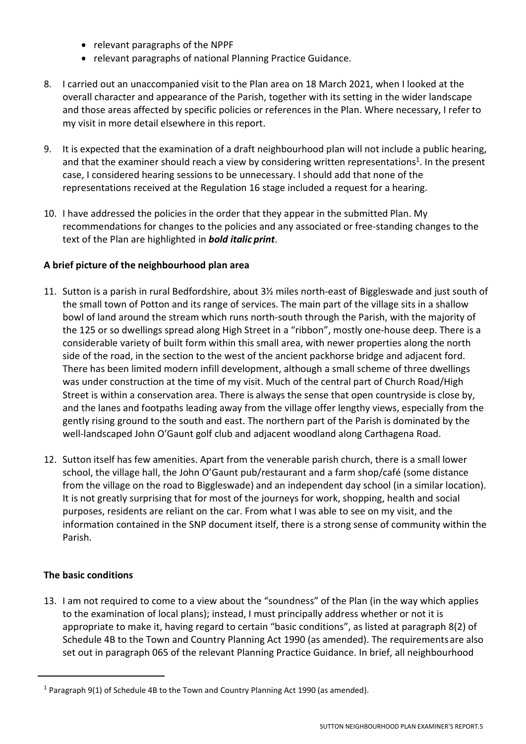- relevant paragraphs of the NPPF
- relevant paragraphs of national Planning Practice Guidance.

8. I carried out an unaccompanied visit to the Plan area on 18 March 2021, when I looked at the overall character and appearance of the Parish, together with its setting in the wider landscape and those areas affected by specific policies or references in the Plan. Where necessary, I refer to my visit in more detail elsewhere in this report.

9. It is expected that the examination of a draft neighbourhood plan will not include a public hearing, and that the examiner should reach a view by considering written representations[1]. In the present case, I considered hearing sessions to be unnecessary. I should add that none of the representations received at the Regulation 16 stage included a request for a hearing.

10. I have addressed the policies in the order that they appear in the submitted Plan. My recommendations for changes to the policies and any associated or free-standing changes to the text of the Plan are highlighted in ***bold italic print***.

**A brief picture of the neighbourhood plan area**

11. Sutton is a parish in rural Bedfordshire, about 3½ miles north-east of Biggleswade and just south of the small town of Potton and its range of services. The main part of the village sits in a shallow bowl of land around the stream which runs north-south through the Parish, with the majority of the 125 or so dwellings spread along High Street in a "ribbon", mostly one-house deep. There is a considerable variety of built form within this small area, with newer properties along the north side of the road, in the section to the west of the ancient packhorse bridge and adjacent ford. There has been limited modern infill development, although a small scheme of three dwellings was under construction at the time of my visit. Much of the central part of Church Road/High Street is within a conservation area. There is always the sense that open countryside is close by, and the lanes and footpaths leading away from the village offer lengthy views, especially from the gently rising ground to the south and east. The northern part of the Parish is dominated by the well-landscaped John O'Gaunt golf club and adjacent woodland along Carthagena Road.

12. Sutton itself has few amenities. Apart from the venerable parish church, there is a small lower school, the village hall, the John O'Gaunt pub/restaurant and a farm shop/café (some distance from the village on the road to Biggleswade) and an independent day school (in a similar location). It is not greatly surprising that for most of the journeys for work, shopping, health and social purposes, residents are reliant on the car. From what I was able to see on my visit, and the information contained in the SNP document itself, there is a strong sense of community within the Parish.

**The basic conditions**

13. I am not required to come to a view about the "soundness" of the Plan (in the way which applies to the examination of local plans); instead, I must principally address whether or not it is appropriate to make it, having regard to certain "basic conditions", as listed at paragraph 8(2) of Schedule 4B to the Town and Country Planning Act 1990 (as amended). The requirements are also set out in paragraph 065 of the relevant Planning Practice Guidance. In brief, all neighbourhood

[1] Paragraph 9(1) of Schedule 4B to the Town and Country Planning Act 1990 (as amended).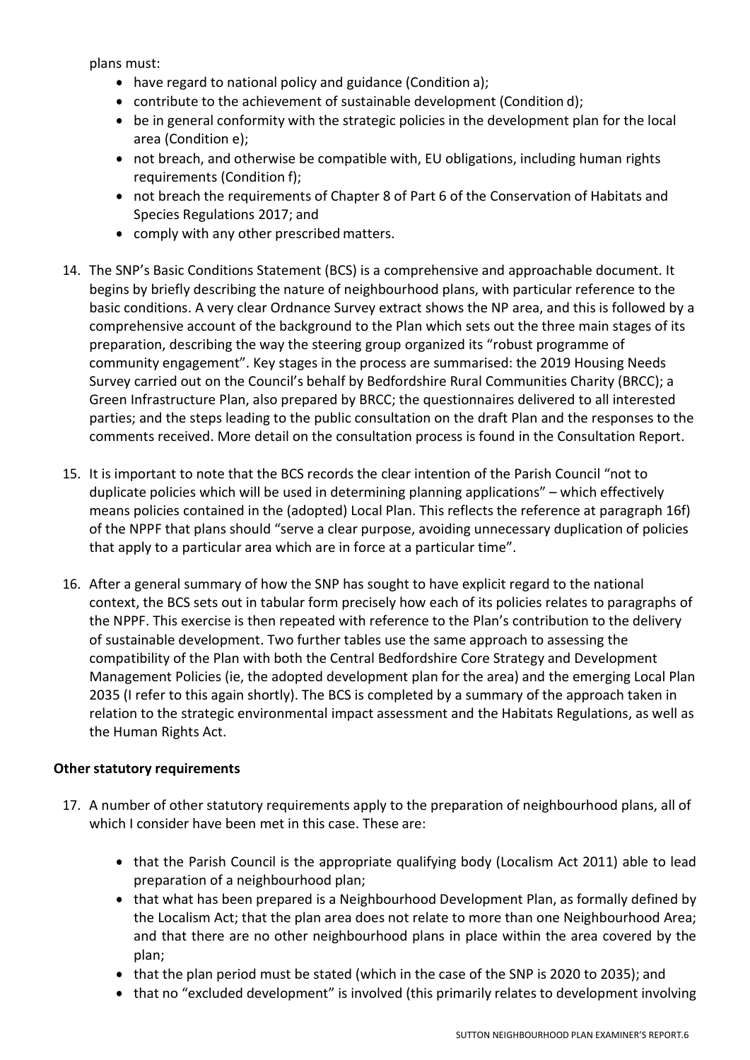plans must:

- have regard to national policy and guidance (Condition a);
- contribute to the achievement of sustainable development (Condition d);
- be in general conformity with the strategic policies in the development plan for the local area (Condition e);
- not breach, and otherwise be compatible with, EU obligations, including human rights requirements (Condition f);
- not breach the requirements of Chapter 8 of Part 6 of the Conservation of Habitats and Species Regulations 2017; and
- comply with any other prescribed matters.

14. The SNP's Basic Conditions Statement (BCS) is a comprehensive and approachable document. It begins by briefly describing the nature of neighbourhood plans, with particular reference to the basic conditions. A very clear Ordnance Survey extract shows the NP area, and this is followed by a comprehensive account of the background to the Plan which sets out the three main stages of its preparation, describing the way the steering group organized its "robust programme of community engagement". Key stages in the process are summarised: the 2019 Housing Needs Survey carried out on the Council's behalf by Bedfordshire Rural Communities Charity (BRCC); a Green Infrastructure Plan, also prepared by BRCC; the questionnaires delivered to all interested parties; and the steps leading to the public consultation on the draft Plan and the responses to the comments received. More detail on the consultation process is found in the Consultation Report.

15. It is important to note that the BCS records the clear intention of the Parish Council "not to duplicate policies which will be used in determining planning applications" – which effectively means policies contained in the (adopted) Local Plan. This reflects the reference at paragraph 16f) of the NPPF that plans should "serve a clear purpose, avoiding unnecessary duplication of policies that apply to a particular area which are in force at a particular time".

16. After a general summary of how the SNP has sought to have explicit regard to the national context, the BCS sets out in tabular form precisely how each of its policies relates to paragraphs of the NPPF. This exercise is then repeated with reference to the Plan's contribution to the delivery of sustainable development. Two further tables use the same approach to assessing the compatibility of the Plan with both the Central Bedfordshire Core Strategy and Development Management Policies (ie, the adopted development plan for the area) and the emerging Local Plan 2035 (I refer to this again shortly). The BCS is completed by a summary of the approach taken in relation to the strategic environmental impact assessment and the Habitats Regulations, as well as the Human Rights Act.

**Other statutory requirements**

17. A number of other statutory requirements apply to the preparation of neighbourhood plans, all of which I consider have been met in this case. These are:

    - that the Parish Council is the appropriate qualifying body (Localism Act 2011) able to lead preparation of a neighbourhood plan;
    - that what has been prepared is a Neighbourhood Development Plan, as formally defined by the Localism Act; that the plan area does not relate to more than one Neighbourhood Area; and that there are no other neighbourhood plans in place within the area covered by the plan;
    - that the plan period must be stated (which in the case of the SNP is 2020 to 2035); and
    - that no "excluded development" is involved (this primarily relates to development involving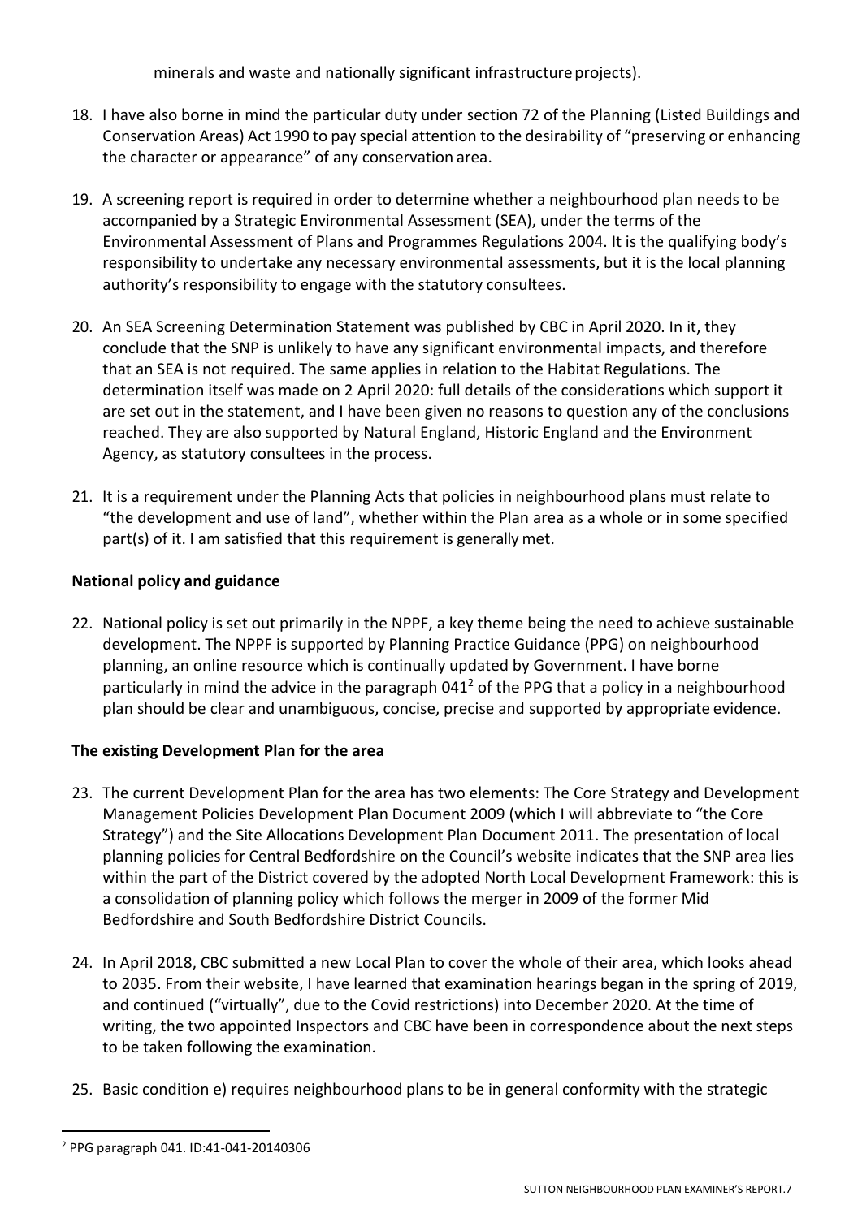minerals and waste and nationally significant infrastructure projects).

18. I have also borne in mind the particular duty under section 72 of the Planning (Listed Buildings and Conservation Areas) Act 1990 to pay special attention to the desirability of "preserving or enhancing the character or appearance" of any conservation area.

19. A screening report is required in order to determine whether a neighbourhood plan needs to be accompanied by a Strategic Environmental Assessment (SEA), under the terms of the Environmental Assessment of Plans and Programmes Regulations 2004. It is the qualifying body's responsibility to undertake any necessary environmental assessments, but it is the local planning authority's responsibility to engage with the statutory consultees.

20. An SEA Screening Determination Statement was published by CBC in April 2020. In it, they conclude that the SNP is unlikely to have any significant environmental impacts, and therefore that an SEA is not required. The same applies in relation to the Habitat Regulations. The determination itself was made on 2 April 2020: full details of the considerations which support it are set out in the statement, and I have been given no reasons to question any of the conclusions reached. They are also supported by Natural England, Historic England and the Environment Agency, as statutory consultees in the process.

21. It is a requirement under the Planning Acts that policies in neighbourhood plans must relate to "the development and use of land", whether within the Plan area as a whole or in some specified part(s) of it. I am satisfied that this requirement is generally met.

**National policy and guidance**

22. National policy is set out primarily in the NPPF, a key theme being the need to achieve sustainable development. The NPPF is supported by Planning Practice Guidance (PPG) on neighbourhood planning, an online resource which is continually updated by Government. I have borne particularly in mind the advice in the paragraph 041[2] of the PPG that a policy in a neighbourhood plan should be clear and unambiguous, concise, precise and supported by appropriate evidence.

**The existing Development Plan for the area**

23. The current Development Plan for the area has two elements: The Core Strategy and Development Management Policies Development Plan Document 2009 (which I will abbreviate to "the Core Strategy") and the Site Allocations Development Plan Document 2011. The presentation of local planning policies for Central Bedfordshire on the Council's website indicates that the SNP area lies within the part of the District covered by the adopted North Local Development Framework: this is a consolidation of planning policy which follows the merger in 2009 of the former Mid Bedfordshire and South Bedfordshire District Councils.

24. In April 2018, CBC submitted a new Local Plan to cover the whole of their area, which looks ahead to 2035. From their website, I have learned that examination hearings began in the spring of 2019, and continued ("virtually", due to the Covid restrictions) into December 2020. At the time of writing, the two appointed Inspectors and CBC have been in correspondence about the next steps to be taken following the examination.

25. Basic condition e) requires neighbourhood plans to be in general conformity with the strategic

[2] PPG paragraph 041. ID:41-041-20140306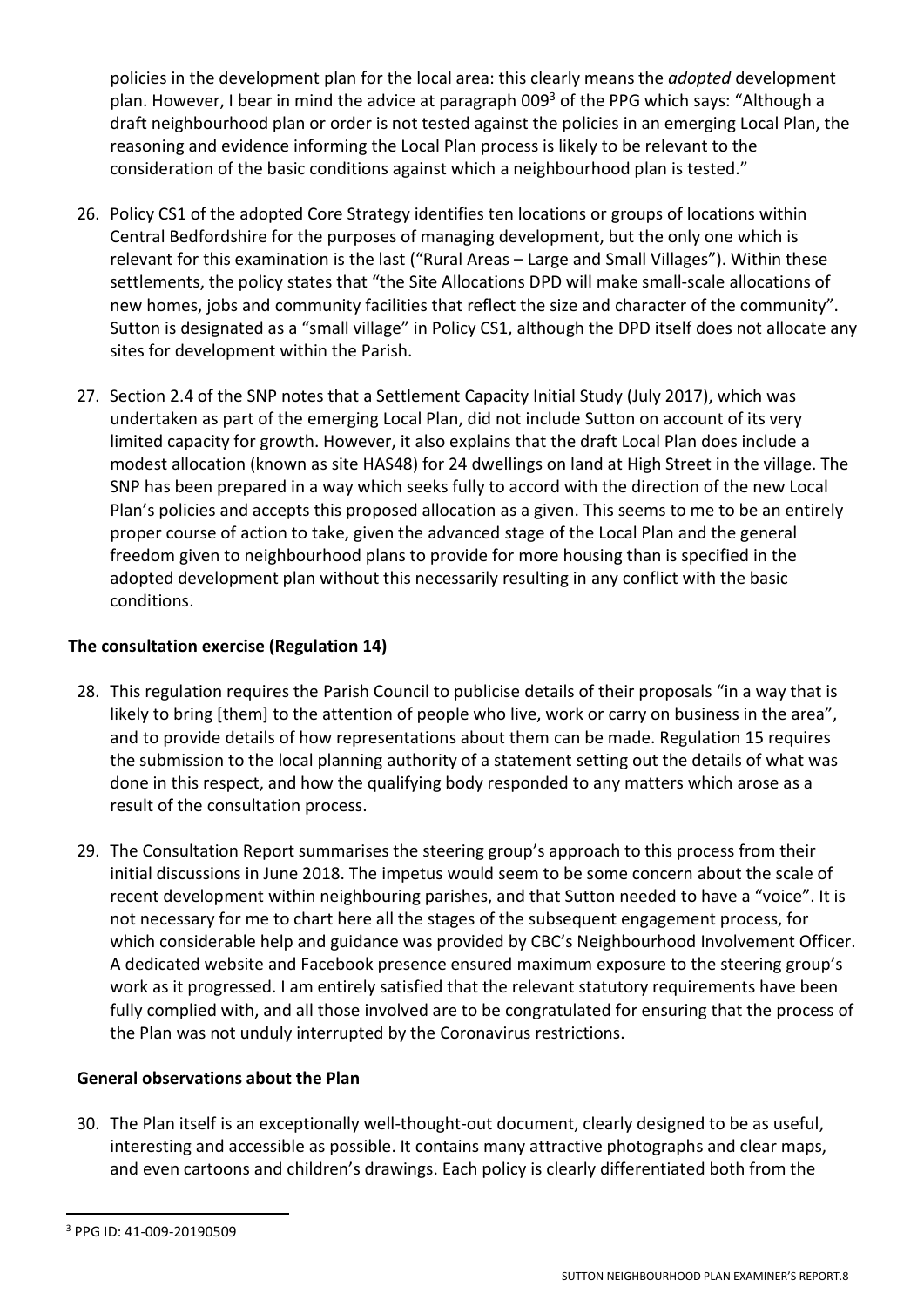policies in the development plan for the local area: this clearly means the *adopted* development plan. However, I bear in mind the advice at paragraph 009[3] of the PPG which says: "Although a draft neighbourhood plan or order is not tested against the policies in an emerging Local Plan, the reasoning and evidence informing the Local Plan process is likely to be relevant to the consideration of the basic conditions against which a neighbourhood plan is tested."

26. Policy CS1 of the adopted Core Strategy identifies ten locations or groups of locations within Central Bedfordshire for the purposes of managing development, but the only one which is relevant for this examination is the last ("Rural Areas – Large and Small Villages"). Within these settlements, the policy states that "the Site Allocations DPD will make small-scale allocations of new homes, jobs and community facilities that reflect the size and character of the community". Sutton is designated as a "small village" in Policy CS1, although the DPD itself does not allocate any sites for development within the Parish.

27. Section 2.4 of the SNP notes that a Settlement Capacity Initial Study (July 2017), which was undertaken as part of the emerging Local Plan, did not include Sutton on account of its very limited capacity for growth. However, it also explains that the draft Local Plan does include a modest allocation (known as site HAS48) for 24 dwellings on land at High Street in the village. The SNP has been prepared in a way which seeks fully to accord with the direction of the new Local Plan's policies and accepts this proposed allocation as a given. This seems to me to be an entirely proper course of action to take, given the advanced stage of the Local Plan and the general freedom given to neighbourhood plans to provide for more housing than is specified in the adopted development plan without this necessarily resulting in any conflict with the basic conditions.

## The consultation exercise (Regulation 14)

28. This regulation requires the Parish Council to publicise details of their proposals "in a way that is likely to bring [them] to the attention of people who live, work or carry on business in the area", and to provide details of how representations about them can be made. Regulation 15 requires the submission to the local planning authority of a statement setting out the details of what was done in this respect, and how the qualifying body responded to any matters which arose as a result of the consultation process.

29. The Consultation Report summarises the steering group's approach to this process from their initial discussions in June 2018. The impetus would seem to be some concern about the scale of recent development within neighbouring parishes, and that Sutton needed to have a "voice". It is not necessary for me to chart here all the stages of the subsequent engagement process, for which considerable help and guidance was provided by CBC's Neighbourhood Involvement Officer. A dedicated website and Facebook presence ensured maximum exposure to the steering group's work as it progressed. I am entirely satisfied that the relevant statutory requirements have been fully complied with, and all those involved are to be congratulated for ensuring that the process of the Plan was not unduly interrupted by the Coronavirus restrictions.

## General observations about the Plan

30. The Plan itself is an exceptionally well-thought-out document, clearly designed to be as useful, interesting and accessible as possible. It contains many attractive photographs and clear maps, and even cartoons and children's drawings. Each policy is clearly differentiated both from the

[3] PPG ID: 41-009-20190509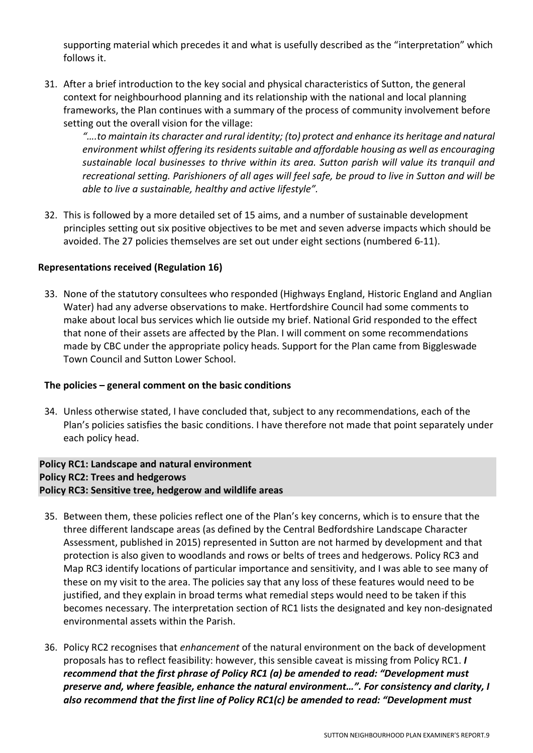supporting material which precedes it and what is usefully described as the "interpretation" which follows it.

31. After a brief introduction to the key social and physical characteristics of Sutton, the general context for neighbourhood planning and its relationship with the national and local planning frameworks, the Plan continues with a summary of the process of community involvement before setting out the overall vision for the village:

    *"….to maintain its character and rural identity; (to) protect and enhance its heritage and natural environment whilst offering its residents suitable and affordable housing as well as encouraging sustainable local businesses to thrive within its area. Sutton parish will value its tranquil and recreational setting. Parishioners of all ages will feel safe, be proud to live in Sutton and will be able to live a sustainable, healthy and active lifestyle".*

32. This is followed by a more detailed set of 15 aims, and a number of sustainable development principles setting out six positive objectives to be met and seven adverse impacts which should be avoided. The 27 policies themselves are set out under eight sections (numbered 6-11).

**Representations received (Regulation 16)**

33. None of the statutory consultees who responded (Highways England, Historic England and Anglian Water) had any adverse observations to make. Hertfordshire Council had some comments to make about local bus services which lie outside my brief. National Grid responded to the effect that none of their assets are affected by the Plan. I will comment on some recommendations made by CBC under the appropriate policy heads. Support for the Plan came from Biggleswade Town Council and Sutton Lower School.

**The policies – general comment on the basic conditions**

34. Unless otherwise stated, I have concluded that, subject to any recommendations, each of the Plan's policies satisfies the basic conditions. I have therefore not made that point separately under each policy head.

**Policy RC1: Landscape and natural environment**
**Policy RC2: Trees and hedgerows**
**Policy RC3: Sensitive tree, hedgerow and wildlife areas**

35. Between them, these policies reflect one of the Plan's key concerns, which is to ensure that the three different landscape areas (as defined by the Central Bedfordshire Landscape Character Assessment, published in 2015) represented in Sutton are not harmed by development and that protection is also given to woodlands and rows or belts of trees and hedgerows. Policy RC3 and Map RC3 identify locations of particular importance and sensitivity, and I was able to see many of these on my visit to the area. The policies say that any loss of these features would need to be justified, and they explain in broad terms what remedial steps would need to be taken if this becomes necessary. The interpretation section of RC1 lists the designated and key non-designated environmental assets within the Parish.

36. Policy RC2 recognises that *enhancement* of the natural environment on the back of development proposals has to reflect feasibility: however, this sensible caveat is missing from Policy RC1. ***I recommend that the first phrase of Policy RC1 (a) be amended to read: "Development must preserve and, where feasible, enhance the natural environment…". For consistency and clarity, I also recommend that the first line of Policy RC1(c) be amended to read: "Development must***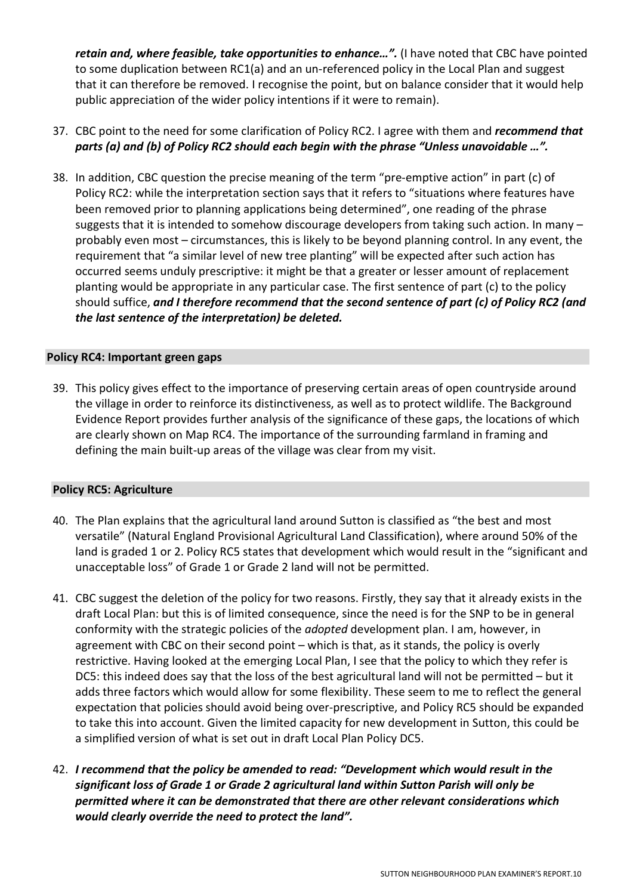***retain and, where feasible, take opportunities to enhance…".*** (I have noted that CBC have pointed to some duplication between RC1(a) and an un-referenced policy in the Local Plan and suggest that it can therefore be removed. I recognise the point, but on balance consider that it would help public appreciation of the wider policy intentions if it were to remain).

37. CBC point to the need for some clarification of Policy RC2. I agree with them and ***recommend that parts (a) and (b) of Policy RC2 should each begin with the phrase "Unless unavoidable …".***

38. In addition, CBC question the precise meaning of the term "pre-emptive action" in part (c) of Policy RC2: while the interpretation section says that it refers to "situations where features have been removed prior to planning applications being determined", one reading of the phrase suggests that it is intended to somehow discourage developers from taking such action. In many – probably even most – circumstances, this is likely to be beyond planning control. In any event, the requirement that "a similar level of new tree planting" will be expected after such action has occurred seems unduly prescriptive: it might be that a greater or lesser amount of replacement planting would be appropriate in any particular case. The first sentence of part (c) to the policy should suffice, ***and I therefore recommend that the second sentence of part (c) of Policy RC2 (and the last sentence of the interpretation) be deleted.***

### Policy RC4: Important green gaps

39. This policy gives effect to the importance of preserving certain areas of open countryside around the village in order to reinforce its distinctiveness, as well as to protect wildlife. The Background Evidence Report provides further analysis of the significance of these gaps, the locations of which are clearly shown on Map RC4. The importance of the surrounding farmland in framing and defining the main built-up areas of the village was clear from my visit.

### Policy RC5: Agriculture

40. The Plan explains that the agricultural land around Sutton is classified as "the best and most versatile" (Natural England Provisional Agricultural Land Classification), where around 50% of the land is graded 1 or 2. Policy RC5 states that development which would result in the "significant and unacceptable loss" of Grade 1 or Grade 2 land will not be permitted.

41. CBC suggest the deletion of the policy for two reasons. Firstly, they say that it already exists in the draft Local Plan: but this is of limited consequence, since the need is for the SNP to be in general conformity with the strategic policies of the *adopted* development plan. I am, however, in agreement with CBC on their second point – which is that, as it stands, the policy is overly restrictive. Having looked at the emerging Local Plan, I see that the policy to which they refer is DC5: this indeed does say that the loss of the best agricultural land will not be permitted – but it adds three factors which would allow for some flexibility. These seem to me to reflect the general expectation that policies should avoid being over-prescriptive, and Policy RC5 should be expanded to take this into account. Given the limited capacity for new development in Sutton, this could be a simplified version of what is set out in draft Local Plan Policy DC5.

42. ***I recommend that the policy be amended to read: "Development which would result in the significant loss of Grade 1 or Grade 2 agricultural land within Sutton Parish will only be permitted where it can be demonstrated that there are other relevant considerations which would clearly override the need to protect the land".***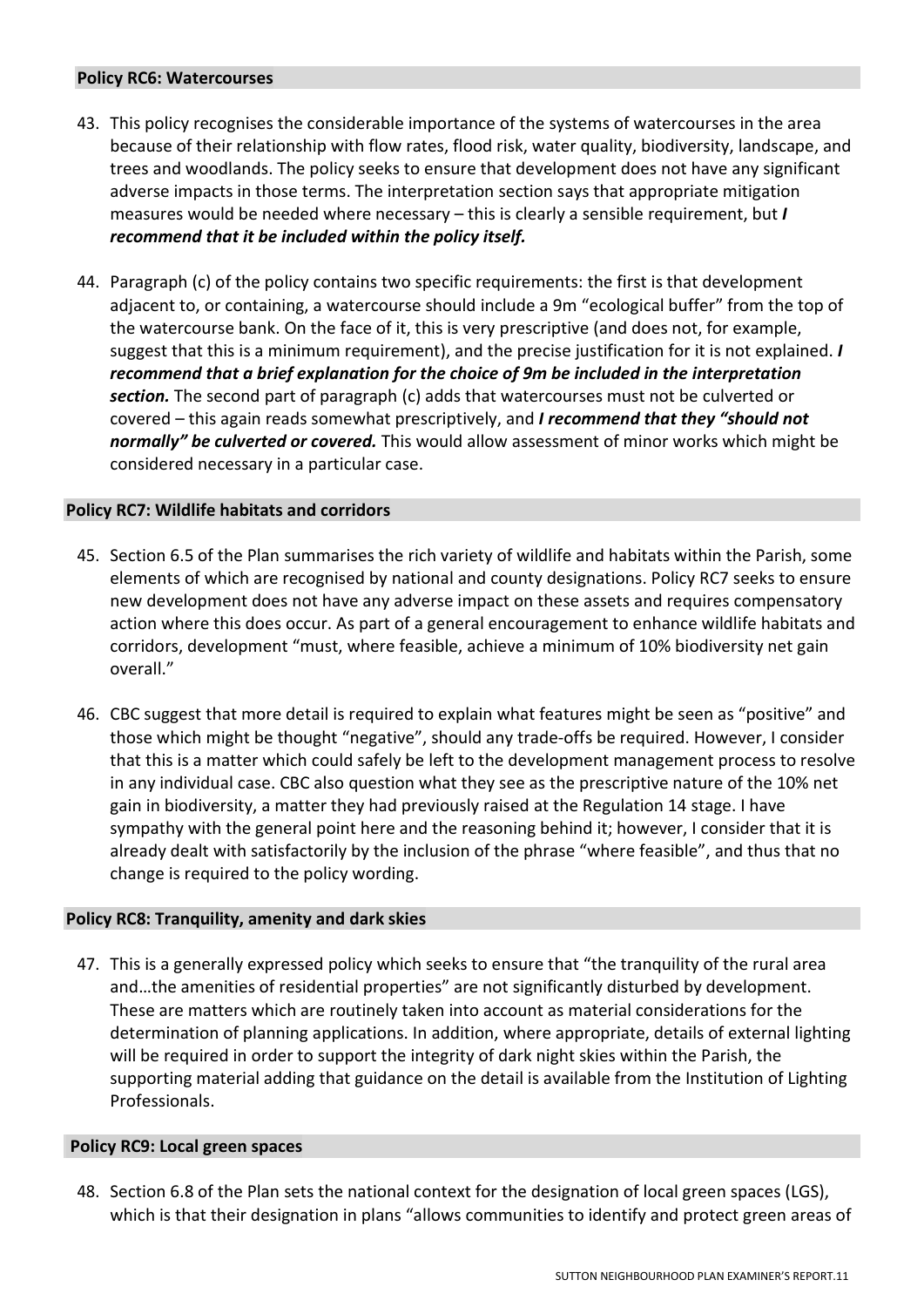**Policy RC6: Watercourses**

43. This policy recognises the considerable importance of the systems of watercourses in the area because of their relationship with flow rates, flood risk, water quality, biodiversity, landscape, and trees and woodlands. The policy seeks to ensure that development does not have any significant adverse impacts in those terms. The interpretation section says that appropriate mitigation measures would be needed where necessary – this is clearly a sensible requirement, but ***I recommend that it be included within the policy itself.***

44. Paragraph (c) of the policy contains two specific requirements: the first is that development adjacent to, or containing, a watercourse should include a 9m "ecological buffer" from the top of the watercourse bank. On the face of it, this is very prescriptive (and does not, for example, suggest that this is a minimum requirement), and the precise justification for it is not explained. ***I recommend that a brief explanation for the choice of 9m be included in the interpretation section.*** The second part of paragraph (c) adds that watercourses must not be culverted or covered – this again reads somewhat prescriptively, and ***I recommend that they "should not normally" be culverted or covered.*** This would allow assessment of minor works which might be considered necessary in a particular case.

**Policy RC7: Wildlife habitats and corridors**

45. Section 6.5 of the Plan summarises the rich variety of wildlife and habitats within the Parish, some elements of which are recognised by national and county designations. Policy RC7 seeks to ensure new development does not have any adverse impact on these assets and requires compensatory action where this does occur. As part of a general encouragement to enhance wildlife habitats and corridors, development "must, where feasible, achieve a minimum of 10% biodiversity net gain overall."

46. CBC suggest that more detail is required to explain what features might be seen as "positive" and those which might be thought "negative", should any trade-offs be required. However, I consider that this is a matter which could safely be left to the development management process to resolve in any individual case. CBC also question what they see as the prescriptive nature of the 10% net gain in biodiversity, a matter they had previously raised at the Regulation 14 stage. I have sympathy with the general point here and the reasoning behind it; however, I consider that it is already dealt with satisfactorily by the inclusion of the phrase "where feasible", and thus that no change is required to the policy wording.

**Policy RC8: Tranquility, amenity and dark skies**

47. This is a generally expressed policy which seeks to ensure that "the tranquility of the rural area and…the amenities of residential properties" are not significantly disturbed by development. These are matters which are routinely taken into account as material considerations for the determination of planning applications. In addition, where appropriate, details of external lighting will be required in order to support the integrity of dark night skies within the Parish, the supporting material adding that guidance on the detail is available from the Institution of Lighting Professionals.

**Policy RC9: Local green spaces**

48. Section 6.8 of the Plan sets the national context for the designation of local green spaces (LGS), which is that their designation in plans "allows communities to identify and protect green areas of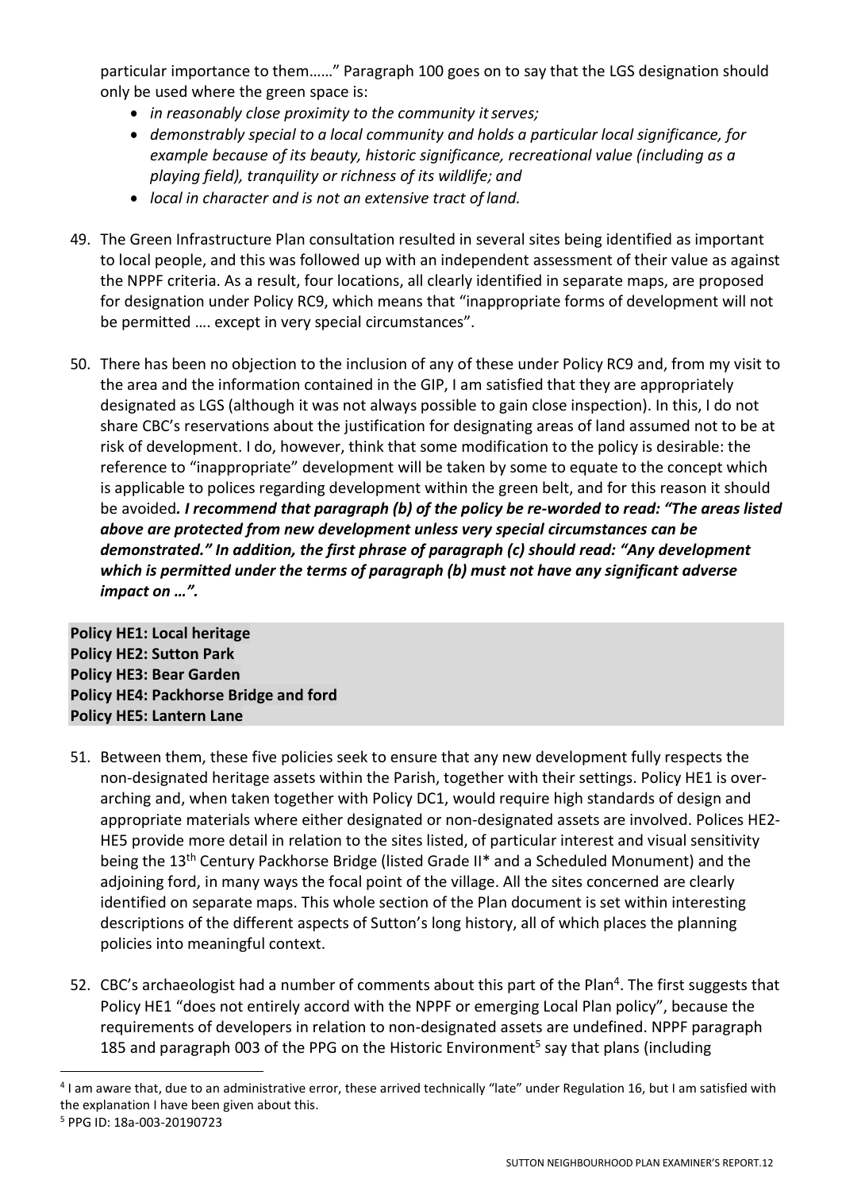particular importance to them……" Paragraph 100 goes on to say that the LGS designation should only be used where the green space is:

- *in reasonably close proximity to the community it serves;*
- *demonstrably special to a local community and holds a particular local significance, for example because of its beauty, historic significance, recreational value (including as a playing field), tranquility or richness of its wildlife; and*
- *local in character and is not an extensive tract of land.*

49. The Green Infrastructure Plan consultation resulted in several sites being identified as important to local people, and this was followed up with an independent assessment of their value as against the NPPF criteria. As a result, four locations, all clearly identified in separate maps, are proposed for designation under Policy RC9, which means that "inappropriate forms of development will not be permitted …. except in very special circumstances".

50. There has been no objection to the inclusion of any of these under Policy RC9 and, from my visit to the area and the information contained in the GIP, I am satisfied that they are appropriately designated as LGS (although it was not always possible to gain close inspection). In this, I do not share CBC's reservations about the justification for designating areas of land assumed not to be at risk of development. I do, however, think that some modification to the policy is desirable: the reference to "inappropriate" development will be taken by some to equate to the concept which is applicable to polices regarding development within the green belt, and for this reason it should be avoided***. I recommend that paragraph (b) of the policy be re-worded to read: "The areas listed above are protected from new development unless very special circumstances can be demonstrated." In addition, the first phrase of paragraph (c) should read: "Any development which is permitted under the terms of paragraph (b) must not have any significant adverse impact on …".***

**Policy HE1: Local heritage**
**Policy HE2: Sutton Park**
**Policy HE3: Bear Garden**
**Policy HE4: Packhorse Bridge and ford**
**Policy HE5: Lantern Lane**

51. Between them, these five policies seek to ensure that any new development fully respects the non-designated heritage assets within the Parish, together with their settings. Policy HE1 is over-arching and, when taken together with Policy DC1, would require high standards of design and appropriate materials where either designated or non-designated assets are involved. Polices HE2-HE5 provide more detail in relation to the sites listed, of particular interest and visual sensitivity being the 13th Century Packhorse Bridge (listed Grade II* and a Scheduled Monument) and the adjoining ford, in many ways the focal point of the village. All the sites concerned are clearly identified on separate maps. This whole section of the Plan document is set within interesting descriptions of the different aspects of Sutton's long history, all of which places the planning policies into meaningful context.

52. CBC's archaeologist had a number of comments about this part of the Plan[4]. The first suggests that Policy HE1 "does not entirely accord with the NPPF or emerging Local Plan policy", because the requirements of developers in relation to non-designated assets are undefined. NPPF paragraph 185 and paragraph 003 of the PPG on the Historic Environment[5] say that plans (including

[4] I am aware that, due to an administrative error, these arrived technically "late" under Regulation 16, but I am satisfied with the explanation I have been given about this.

[5] PPG ID: 18a-003-20190723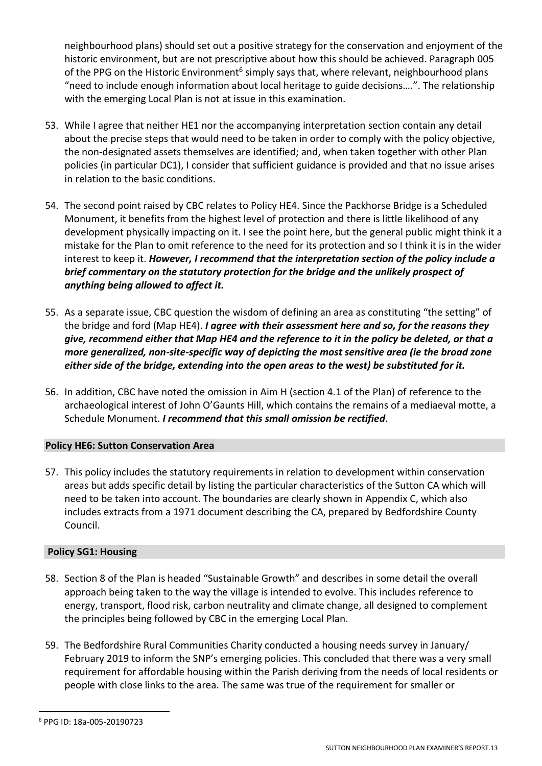neighbourhood plans) should set out a positive strategy for the conservation and enjoyment of the historic environment, but are not prescriptive about how this should be achieved. Paragraph 005 of the PPG on the Historic Environment[6] simply says that, where relevant, neighbourhood plans "need to include enough information about local heritage to guide decisions….". The relationship with the emerging Local Plan is not at issue in this examination.

53. While I agree that neither HE1 nor the accompanying interpretation section contain any detail about the precise steps that would need to be taken in order to comply with the policy objective, the non-designated assets themselves are identified; and, when taken together with other Plan policies (in particular DC1), I consider that sufficient guidance is provided and that no issue arises in relation to the basic conditions.

54. The second point raised by CBC relates to Policy HE4. Since the Packhorse Bridge is a Scheduled Monument, it benefits from the highest level of protection and there is little likelihood of any development physically impacting on it. I see the point here, but the general public might think it a mistake for the Plan to omit reference to the need for its protection and so I think it is in the wider interest to keep it. ***However, I recommend that the interpretation section of the policy include a brief commentary on the statutory protection for the bridge and the unlikely prospect of anything being allowed to affect it.***

55. As a separate issue, CBC question the wisdom of defining an area as constituting "the setting" of the bridge and ford (Map HE4). ***I agree with their assessment here and so, for the reasons they give, recommend either that Map HE4 and the reference to it in the policy be deleted, or that a more generalized, non-site-specific way of depicting the most sensitive area (ie the broad zone either side of the bridge, extending into the open areas to the west) be substituted for it.***

56. In addition, CBC have noted the omission in Aim H (section 4.1 of the Plan) of reference to the archaeological interest of John O'Gaunts Hill, which contains the remains of a mediaeval motte, a Schedule Monument. ***I recommend that this small omission be rectified***.

### Policy HE6: Sutton Conservation Area

57. This policy includes the statutory requirements in relation to development within conservation areas but adds specific detail by listing the particular characteristics of the Sutton CA which will need to be taken into account. The boundaries are clearly shown in Appendix C, which also includes extracts from a 1971 document describing the CA, prepared by Bedfordshire County Council.

### Policy SG1: Housing

58. Section 8 of the Plan is headed "Sustainable Growth" and describes in some detail the overall approach being taken to the way the village is intended to evolve. This includes reference to energy, transport, flood risk, carbon neutrality and climate change, all designed to complement the principles being followed by CBC in the emerging Local Plan.

59. The Bedfordshire Rural Communities Charity conducted a housing needs survey in January/ February 2019 to inform the SNP's emerging policies. This concluded that there was a very small requirement for affordable housing within the Parish deriving from the needs of local residents or people with close links to the area. The same was true of the requirement for smaller or

[6] PPG ID: 18a-005-20190723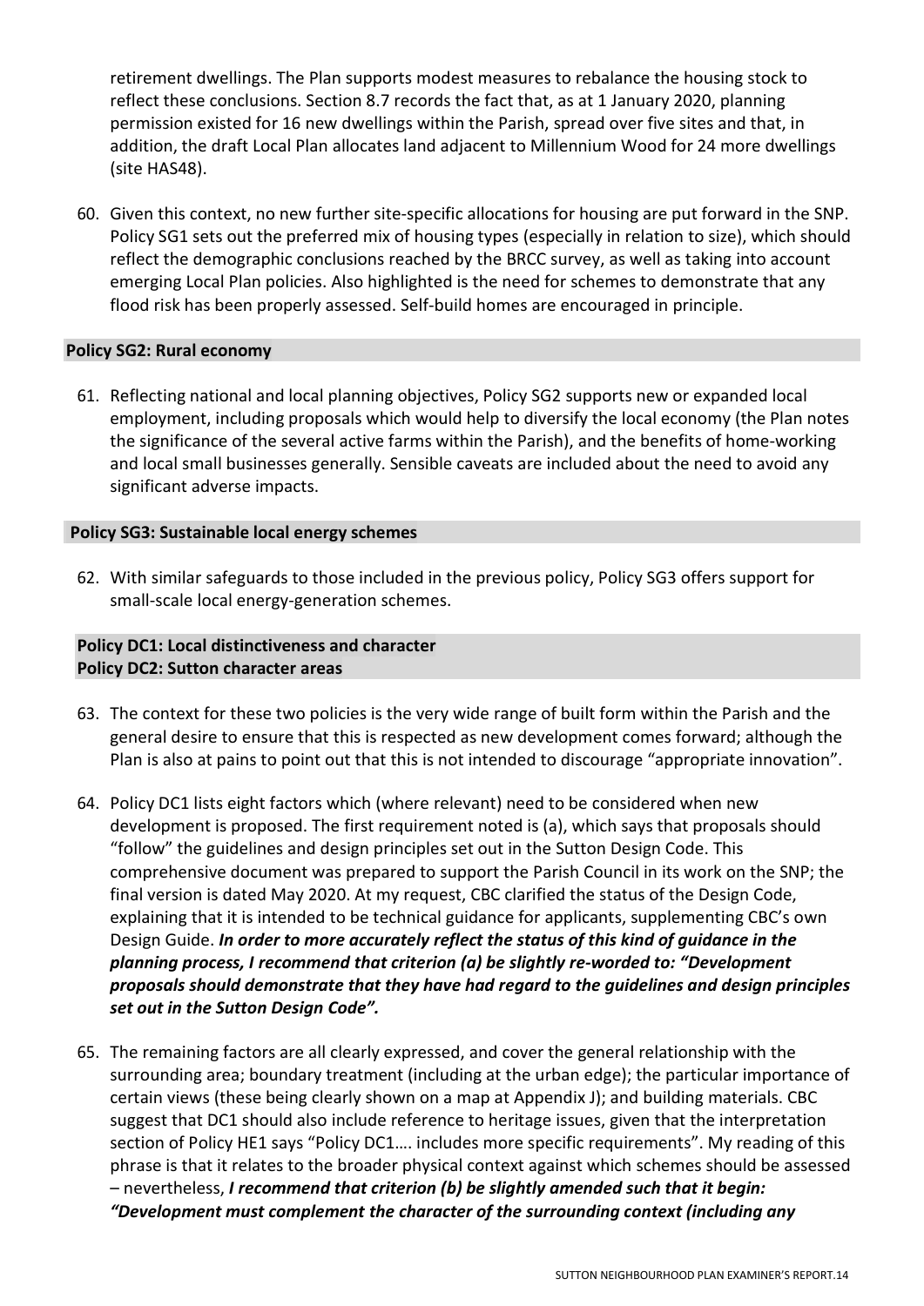retirement dwellings. The Plan supports modest measures to rebalance the housing stock to reflect these conclusions. Section 8.7 records the fact that, as at 1 January 2020, planning permission existed for 16 new dwellings within the Parish, spread over five sites and that, in addition, the draft Local Plan allocates land adjacent to Millennium Wood for 24 more dwellings (site HAS48).

60. Given this context, no new further site-specific allocations for housing are put forward in the SNP. Policy SG1 sets out the preferred mix of housing types (especially in relation to size), which should reflect the demographic conclusions reached by the BRCC survey, as well as taking into account emerging Local Plan policies. Also highlighted is the need for schemes to demonstrate that any flood risk has been properly assessed. Self-build homes are encouraged in principle.

**Policy SG2: Rural economy**

61. Reflecting national and local planning objectives, Policy SG2 supports new or expanded local employment, including proposals which would help to diversify the local economy (the Plan notes the significance of the several active farms within the Parish), and the benefits of home-working and local small businesses generally. Sensible caveats are included about the need to avoid any significant adverse impacts.

**Policy SG3: Sustainable local energy schemes**

62. With similar safeguards to those included in the previous policy, Policy SG3 offers support for small-scale local energy-generation schemes.

**Policy DC1: Local distinctiveness and character**
**Policy DC2: Sutton character areas**

63. The context for these two policies is the very wide range of built form within the Parish and the general desire to ensure that this is respected as new development comes forward; although the Plan is also at pains to point out that this is not intended to discourage "appropriate innovation".

64. Policy DC1 lists eight factors which (where relevant) need to be considered when new development is proposed. The first requirement noted is (a), which says that proposals should "follow" the guidelines and design principles set out in the Sutton Design Code. This comprehensive document was prepared to support the Parish Council in its work on the SNP; the final version is dated May 2020. At my request, CBC clarified the status of the Design Code, explaining that it is intended to be technical guidance for applicants, supplementing CBC's own Design Guide. ***In order to more accurately reflect the status of this kind of guidance in the planning process, I recommend that criterion (a) be slightly re-worded to: "Development proposals should demonstrate that they have had regard to the guidelines and design principles set out in the Sutton Design Code".***

65. The remaining factors are all clearly expressed, and cover the general relationship with the surrounding area; boundary treatment (including at the urban edge); the particular importance of certain views (these being clearly shown on a map at Appendix J); and building materials. CBC suggest that DC1 should also include reference to heritage issues, given that the interpretation section of Policy HE1 says "Policy DC1…. includes more specific requirements". My reading of this phrase is that it relates to the broader physical context against which schemes should be assessed – nevertheless, ***I recommend that criterion (b) be slightly amended such that it begin: "Development must complement the character of the surrounding context (including any***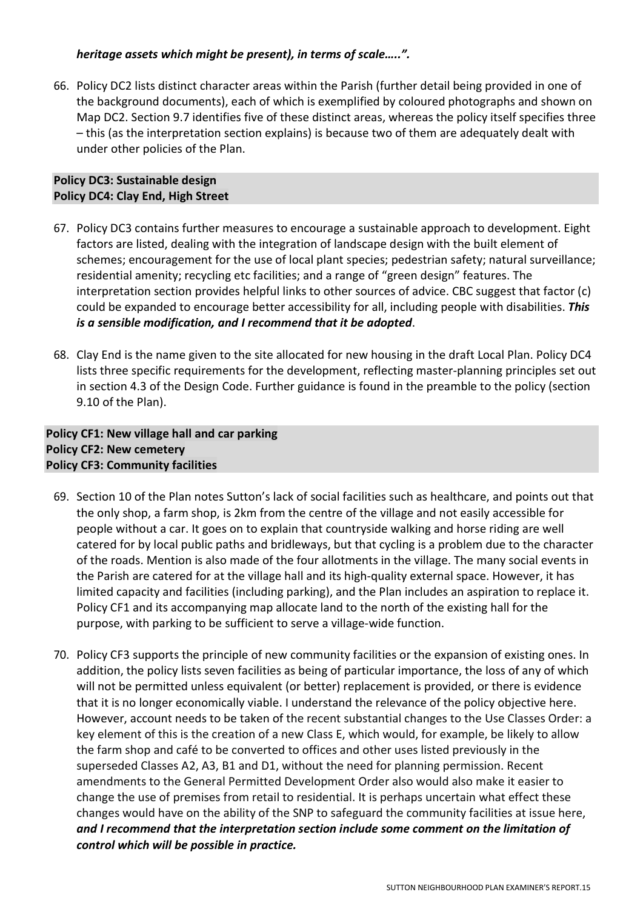***heritage assets which might be present), in terms of scale…..".***

66. Policy DC2 lists distinct character areas within the Parish (further detail being provided in one of the background documents), each of which is exemplified by coloured photographs and shown on Map DC2. Section 9.7 identifies five of these distinct areas, whereas the policy itself specifies three – this (as the interpretation section explains) is because two of them are adequately dealt with under other policies of the Plan.

**Policy DC3: Sustainable design**
**Policy DC4: Clay End, High Street**

67. Policy DC3 contains further measures to encourage a sustainable approach to development. Eight factors are listed, dealing with the integration of landscape design with the built element of schemes; encouragement for the use of local plant species; pedestrian safety; natural surveillance; residential amenity; recycling etc facilities; and a range of "green design" features. The interpretation section provides helpful links to other sources of advice. CBC suggest that factor (c) could be expanded to encourage better accessibility for all, including people with disabilities. ***This is a sensible modification, and I recommend that it be adopted***.

68. Clay End is the name given to the site allocated for new housing in the draft Local Plan. Policy DC4 lists three specific requirements for the development, reflecting master-planning principles set out in section 4.3 of the Design Code. Further guidance is found in the preamble to the policy (section 9.10 of the Plan).

**Policy CF1: New village hall and car parking**
**Policy CF2: New cemetery**
**Policy CF3: Community facilities**

69. Section 10 of the Plan notes Sutton's lack of social facilities such as healthcare, and points out that the only shop, a farm shop, is 2km from the centre of the village and not easily accessible for people without a car. It goes on to explain that countryside walking and horse riding are well catered for by local public paths and bridleways, but that cycling is a problem due to the character of the roads. Mention is also made of the four allotments in the village. The many social events in the Parish are catered for at the village hall and its high-quality external space. However, it has limited capacity and facilities (including parking), and the Plan includes an aspiration to replace it. Policy CF1 and its accompanying map allocate land to the north of the existing hall for the purpose, with parking to be sufficient to serve a village-wide function.

70. Policy CF3 supports the principle of new community facilities or the expansion of existing ones. In addition, the policy lists seven facilities as being of particular importance, the loss of any of which will not be permitted unless equivalent (or better) replacement is provided, or there is evidence that it is no longer economically viable. I understand the relevance of the policy objective here. However, account needs to be taken of the recent substantial changes to the Use Classes Order: a key element of this is the creation of a new Class E, which would, for example, be likely to allow the farm shop and café to be converted to offices and other uses listed previously in the superseded Classes A2, A3, B1 and D1, without the need for planning permission. Recent amendments to the General Permitted Development Order also would also make it easier to change the use of premises from retail to residential. It is perhaps uncertain what effect these changes would have on the ability of the SNP to safeguard the community facilities at issue here, ***and I recommend that the interpretation section include some comment on the limitation of control which will be possible in practice.***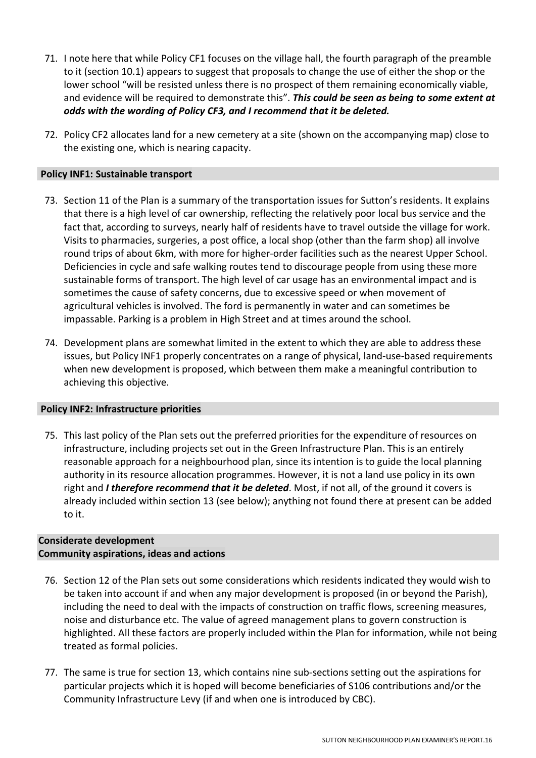71. I note here that while Policy CF1 focuses on the village hall, the fourth paragraph of the preamble to it (section 10.1) appears to suggest that proposals to change the use of either the shop or the lower school "will be resisted unless there is no prospect of them remaining economically viable, and evidence will be required to demonstrate this". ***This could be seen as being to some extent at odds with the wording of Policy CF3, and I recommend that it be deleted.***

72. Policy CF2 allocates land for a new cemetery at a site (shown on the accompanying map) close to the existing one, which is nearing capacity.

**Policy INF1: Sustainable transport**

73. Section 11 of the Plan is a summary of the transportation issues for Sutton's residents. It explains that there is a high level of car ownership, reflecting the relatively poor local bus service and the fact that, according to surveys, nearly half of residents have to travel outside the village for work. Visits to pharmacies, surgeries, a post office, a local shop (other than the farm shop) all involve round trips of about 6km, with more for higher-order facilities such as the nearest Upper School. Deficiencies in cycle and safe walking routes tend to discourage people from using these more sustainable forms of transport. The high level of car usage has an environmental impact and is sometimes the cause of safety concerns, due to excessive speed or when movement of agricultural vehicles is involved. The ford is permanently in water and can sometimes be impassable. Parking is a problem in High Street and at times around the school.

74. Development plans are somewhat limited in the extent to which they are able to address these issues, but Policy INF1 properly concentrates on a range of physical, land-use-based requirements when new development is proposed, which between them make a meaningful contribution to achieving this objective.

**Policy INF2: Infrastructure priorities**

75. This last policy of the Plan sets out the preferred priorities for the expenditure of resources on infrastructure, including projects set out in the Green Infrastructure Plan. This is an entirely reasonable approach for a neighbourhood plan, since its intention is to guide the local planning authority in its resource allocation programmes. However, it is not a land use policy in its own right and ***I therefore recommend that it be deleted***. Most, if not all, of the ground it covers is already included within section 13 (see below); anything not found there at present can be added to it.

**Considerate development**
**Community aspirations, ideas and actions**

76. Section 12 of the Plan sets out some considerations which residents indicated they would wish to be taken into account if and when any major development is proposed (in or beyond the Parish), including the need to deal with the impacts of construction on traffic flows, screening measures, noise and disturbance etc. The value of agreed management plans to govern construction is highlighted. All these factors are properly included within the Plan for information, while not being treated as formal policies.

77. The same is true for section 13, which contains nine sub-sections setting out the aspirations for particular projects which it is hoped will become beneficiaries of S106 contributions and/or the Community Infrastructure Levy (if and when one is introduced by CBC).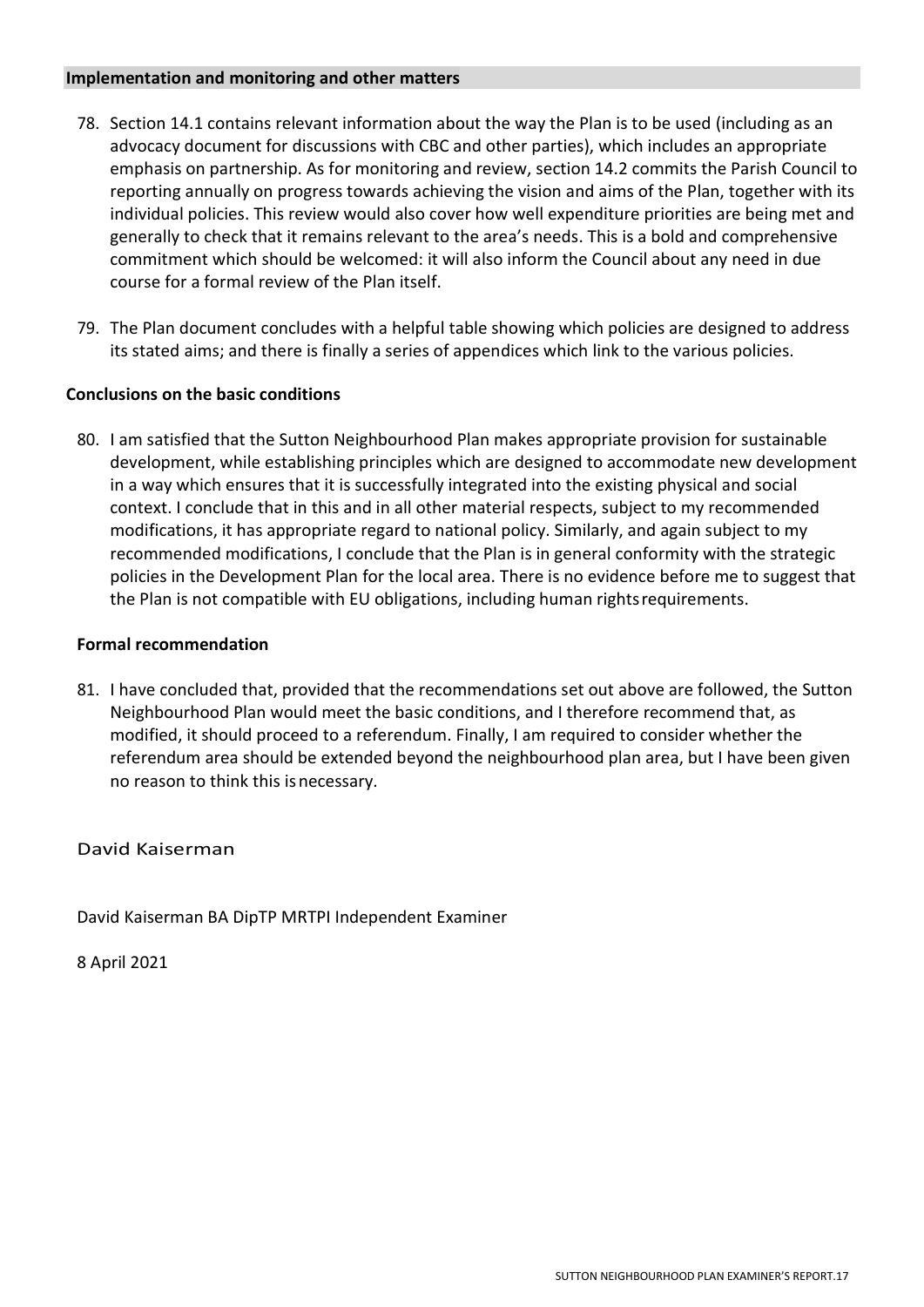## Implementation and monitoring and other matters

78. Section 14.1 contains relevant information about the way the Plan is to be used (including as an advocacy document for discussions with CBC and other parties), which includes an appropriate emphasis on partnership. As for monitoring and review, section 14.2 commits the Parish Council to reporting annually on progress towards achieving the vision and aims of the Plan, together with its individual policies. This review would also cover how well expenditure priorities are being met and generally to check that it remains relevant to the area's needs. This is a bold and comprehensive commitment which should be welcomed: it will also inform the Council about any need in due course for a formal review of the Plan itself.

79. The Plan document concludes with a helpful table showing which policies are designed to address its stated aims; and there is finally a series of appendices which link to the various policies.

### Conclusions on the basic conditions

80. I am satisfied that the Sutton Neighbourhood Plan makes appropriate provision for sustainable development, while establishing principles which are designed to accommodate new development in a way which ensures that it is successfully integrated into the existing physical and social context. I conclude that in this and in all other material respects, subject to my recommended modifications, it has appropriate regard to national policy. Similarly, and again subject to my recommended modifications, I conclude that the Plan is in general conformity with the strategic policies in the Development Plan for the local area. There is no evidence before me to suggest that the Plan is not compatible with EU obligations, including human rights requirements.

### Formal recommendation

81. I have concluded that, provided that the recommendations set out above are followed, the Sutton Neighbourhood Plan would meet the basic conditions, and I therefore recommend that, as modified, it should proceed to a referendum. Finally, I am required to consider whether the referendum area should be extended beyond the neighbourhood plan area, but I have been given no reason to think this is necessary.

David Kaiserman

David Kaiserman BA DipTP MRTPI Independent Examiner

8 April 2021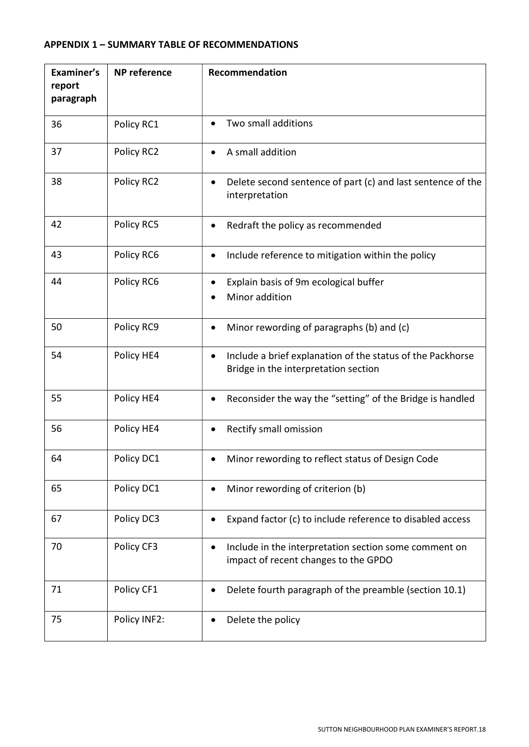**APPENDIX 1 – SUMMARY TABLE OF RECOMMENDATIONS**

| Examiner's report paragraph | NP reference | Recommendation |
|---|---|---|
| 36 | Policy RC1 | • Two small additions |
| 37 | Policy RC2 | • A small addition |
| 38 | Policy RC2 | • Delete second sentence of part (c) and last sentence of the interpretation |
| 42 | Policy RC5 | • Redraft the policy as recommended |
| 43 | Policy RC6 | • Include reference to mitigation within the policy |
| 44 | Policy RC6 | • Explain basis of 9m ecological buffer<br>• Minor addition |
| 50 | Policy RC9 | • Minor rewording of paragraphs (b) and (c) |
| 54 | Policy HE4 | • Include a brief explanation of the status of the Packhorse Bridge in the interpretation section |
| 55 | Policy HE4 | • Reconsider the way the "setting" of the Bridge is handled |
| 56 | Policy HE4 | • Rectify small omission |
| 64 | Policy DC1 | • Minor rewording to reflect status of Design Code |
| 65 | Policy DC1 | • Minor rewording of criterion (b) |
| 67 | Policy DC3 | • Expand factor (c) to include reference to disabled access |
| 70 | Policy CF3 | • Include in the interpretation section some comment on impact of recent changes to the GPDO |
| 71 | Policy CF1 | • Delete fourth paragraph of the preamble (section 10.1) |
| 75 | Policy INF2: | • Delete the policy |